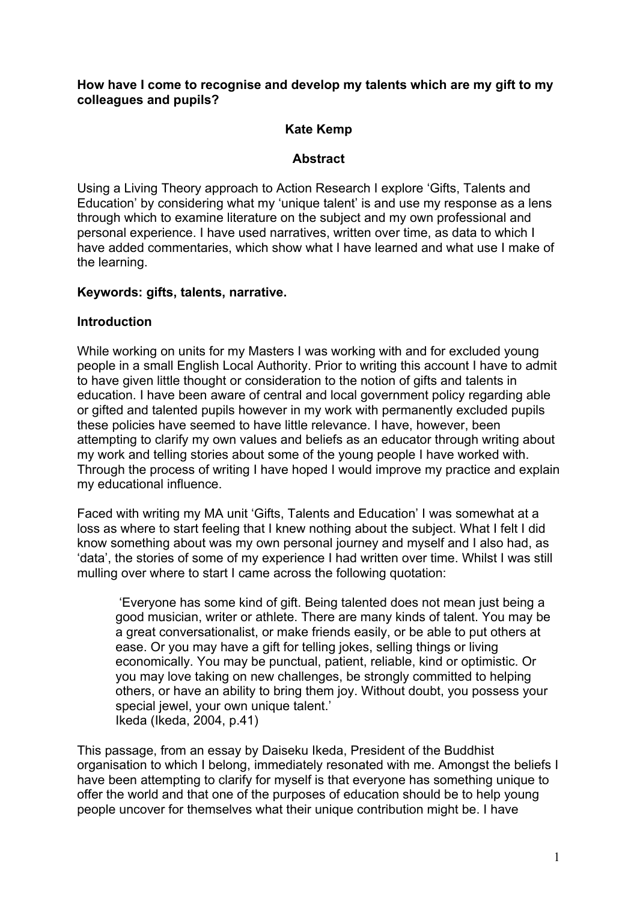**How have I come to recognise and develop my talents which are my gift to my colleagues and pupils?**

**Kate Kemp**

**Abstract**

Using a Living Theory approach to Action Research I explore 'Gifts, Talents and Education' by considering what my 'unique talent' is and use my response as a lens through which to examine literature on the subject and my own professional and personal experience. I have used narratives, written over time, as data to which I have added commentaries, which show what I have learned and what use I make of the learning.

**Keywords: gifts, talents, narrative.**

**Introduction**

While working on units for my Masters I was working with and for excluded young people in a small English Local Authority. Prior to writing this account I have to admit to have given little thought or consideration to the notion of gifts and talents in education. I have been aware of central and local government policy regarding able or gifted and talented pupils however in my work with permanently excluded pupils these policies have seemed to have little relevance. I have, however, been attempting to clarify my own values and beliefs as an educator through writing about my work and telling stories about some of the young people I have worked with. Through the process of writing I have hoped I would improve my practice and explain my educational influence.

Faced with writing my MA unit 'Gifts, Talents and Education' I was somewhat at a loss as where to start feeling that I knew nothing about the subject. What I felt I did know something about was my own personal journey and myself and I also had, as 'data', the stories of some of my experience I had written over time. Whilst I was still mulling over where to start I came across the following quotation:

> 'Everyone has some kind of gift. Being talented does not mean just being a good musician, writer or athlete. There are many kinds of talent. You may be a great conversationalist, or make friends easily, or be able to put others at ease. Or you may have a gift for telling jokes, selling things or living economically. You may be punctual, patient, reliable, kind or optimistic. Or you may love taking on new challenges, be strongly committed to helping others, or have an ability to bring them joy. Without doubt, you possess your special jewel, your own unique talent.'
> Ikeda (Ikeda, 2004, p.41)

This passage, from an essay by Daiseku Ikeda, President of the Buddhist organisation to which I belong, immediately resonated with me. Amongst the beliefs I have been attempting to clarify for myself is that everyone has something unique to offer the world and that one of the purposes of education should be to help young people uncover for themselves what their unique contribution might be. I have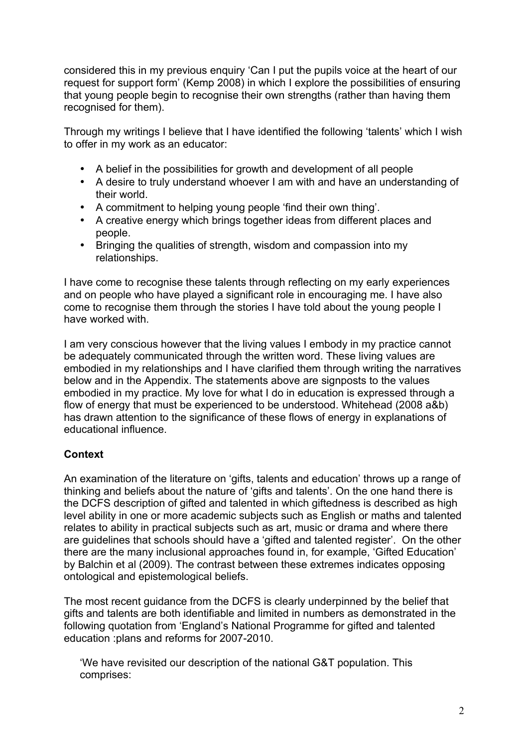considered this in my previous enquiry 'Can I put the pupils voice at the heart of our request for support form' (Kemp 2008) in which I explore the possibilities of ensuring that young people begin to recognise their own strengths (rather than having them recognised for them).

Through my writings I believe that I have identified the following 'talents' which I wish to offer in my work as an educator:

- A belief in the possibilities for growth and development of all people
- A desire to truly understand whoever I am with and have an understanding of their world.
- A commitment to helping young people 'find their own thing'.
- A creative energy which brings together ideas from different places and people.
- Bringing the qualities of strength, wisdom and compassion into my relationships.

I have come to recognise these talents through reflecting on my early experiences and on people who have played a significant role in encouraging me. I have also come to recognise them through the stories I have told about the young people I have worked with.

I am very conscious however that the living values I embody in my practice cannot be adequately communicated through the written word. These living values are embodied in my relationships and I have clarified them through writing the narratives below and in the Appendix. The statements above are signposts to the values embodied in my practice. My love for what I do in education is expressed through a flow of energy that must be experienced to be understood. Whitehead (2008 a&b) has drawn attention to the significance of these flows of energy in explanations of educational influence.

**Context**

An examination of the literature on 'gifts, talents and education' throws up a range of thinking and beliefs about the nature of 'gifts and talents'. On the one hand there is the DCFS description of gifted and talented in which giftedness is described as high level ability in one or more academic subjects such as English or maths and talented relates to ability in practical subjects such as art, music or drama and where there are guidelines that schools should have a 'gifted and talented register'. On the other there are the many inclusional approaches found in, for example, 'Gifted Education' by Balchin et al (2009). The contrast between these extremes indicates opposing ontological and epistemological beliefs.

The most recent guidance from the DCFS is clearly underpinned by the belief that gifts and talents are both identifiable and limited in numbers as demonstrated in the following quotation from 'England's National Programme for gifted and talented education :plans and reforms for 2007-2010.

> 'We have revisited our description of the national G&T population. This comprises: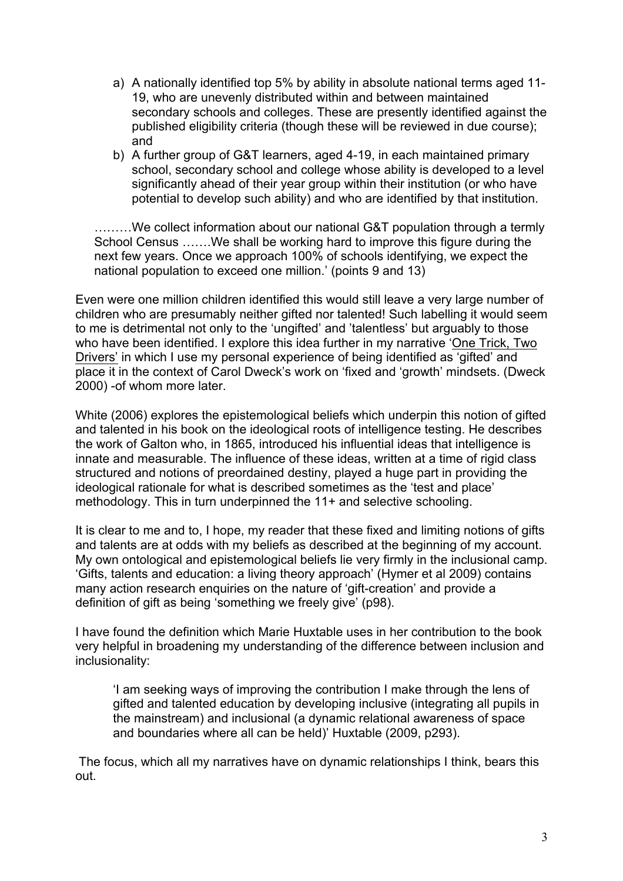a) A nationally identified top 5% by ability in absolute national terms aged 11-19, who are unevenly distributed within and between maintained secondary schools and colleges. These are presently identified against the published eligibility criteria (though these will be reviewed in due course); and

b) A further group of G&T learners, aged 4-19, in each maintained primary school, secondary school and college whose ability is developed to a level significantly ahead of their year group within their institution (or who have potential to develop such ability) and who are identified by that institution.

………We collect information about our national G&T population through a termly School Census …….We shall be working hard to improve this figure during the next few years. Once we approach 100% of schools identifying, we expect the national population to exceed one million.' (points 9 and 13)

Even were one million children identified this would still leave a very large number of children who are presumably neither gifted nor talented! Such labelling it would seem to me is detrimental not only to the 'ungifted' and 'talentless' but arguably to those who have been identified. I explore this idea further in my narrative 'One Trick, Two Drivers' in which I use my personal experience of being identified as 'gifted' and place it in the context of Carol Dweck's work on 'fixed and 'growth' mindsets. (Dweck 2000) -of whom more later.

White (2006) explores the epistemological beliefs which underpin this notion of gifted and talented in his book on the ideological roots of intelligence testing. He describes the work of Galton who, in 1865, introduced his influential ideas that intelligence is innate and measurable. The influence of these ideas, written at a time of rigid class structured and notions of preordained destiny, played a huge part in providing the ideological rationale for what is described sometimes as the 'test and place' methodology. This in turn underpinned the 11+ and selective schooling.

It is clear to me and to, I hope, my reader that these fixed and limiting notions of gifts and talents are at odds with my beliefs as described at the beginning of my account. My own ontological and epistemological beliefs lie very firmly in the inclusional camp. 'Gifts, talents and education: a living theory approach' (Hymer et al 2009) contains many action research enquiries on the nature of 'gift-creation' and provide a definition of gift as being 'something we freely give' (p98).

I have found the definition which Marie Huxtable uses in her contribution to the book very helpful in broadening my understanding of the difference between inclusion and inclusionality:

> 'I am seeking ways of improving the contribution I make through the lens of gifted and talented education by developing inclusive (integrating all pupils in the mainstream) and inclusional (a dynamic relational awareness of space and boundaries where all can be held)' Huxtable (2009, p293).

The focus, which all my narratives have on dynamic relationships I think, bears this out.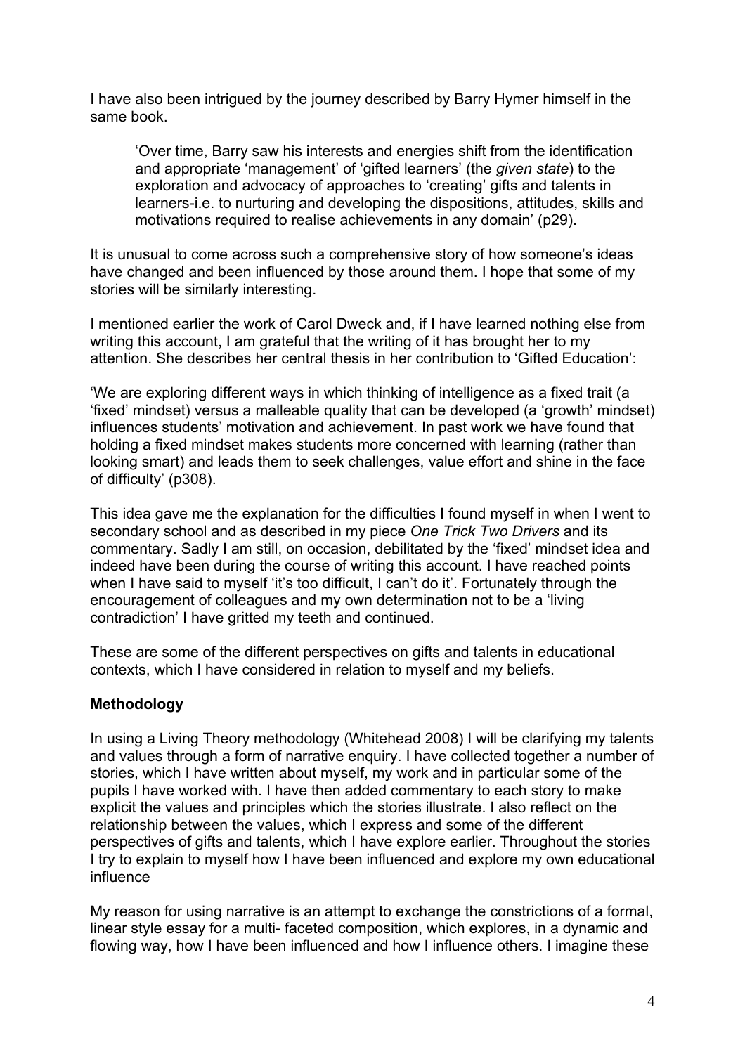I have also been intrigued by the journey described by Barry Hymer himself in the same book.

> 'Over time, Barry saw his interests and energies shift from the identification and appropriate 'management' of 'gifted learners' (the *given state*) to the exploration and advocacy of approaches to 'creating' gifts and talents in learners-i.e. to nurturing and developing the dispositions, attitudes, skills and motivations required to realise achievements in any domain' (p29).

It is unusual to come across such a comprehensive story of how someone's ideas have changed and been influenced by those around them. I hope that some of my stories will be similarly interesting.

I mentioned earlier the work of Carol Dweck and, if I have learned nothing else from writing this account, I am grateful that the writing of it has brought her to my attention. She describes her central thesis in her contribution to 'Gifted Education':

'We are exploring different ways in which thinking of intelligence as a fixed trait (a 'fixed' mindset) versus a malleable quality that can be developed (a 'growth' mindset) influences students' motivation and achievement. In past work we have found that holding a fixed mindset makes students more concerned with learning (rather than looking smart) and leads them to seek challenges, value effort and shine in the face of difficulty' (p308).

This idea gave me the explanation for the difficulties I found myself in when I went to secondary school and as described in my piece *One Trick Two Drivers* and its commentary. Sadly I am still, on occasion, debilitated by the 'fixed' mindset idea and indeed have been during the course of writing this account. I have reached points when I have said to myself 'it's too difficult, I can't do it'. Fortunately through the encouragement of colleagues and my own determination not to be a 'living contradiction' I have gritted my teeth and continued.

These are some of the different perspectives on gifts and talents in educational contexts, which I have considered in relation to myself and my beliefs.

**Methodology**

In using a Living Theory methodology (Whitehead 2008) I will be clarifying my talents and values through a form of narrative enquiry. I have collected together a number of stories, which I have written about myself, my work and in particular some of the pupils I have worked with. I have then added commentary to each story to make explicit the values and principles which the stories illustrate. I also reflect on the relationship between the values, which I express and some of the different perspectives of gifts and talents, which I have explore earlier. Throughout the stories I try to explain to myself how I have been influenced and explore my own educational influence

My reason for using narrative is an attempt to exchange the constrictions of a formal, linear style essay for a multi- faceted composition, which explores, in a dynamic and flowing way, how I have been influenced and how I influence others. I imagine these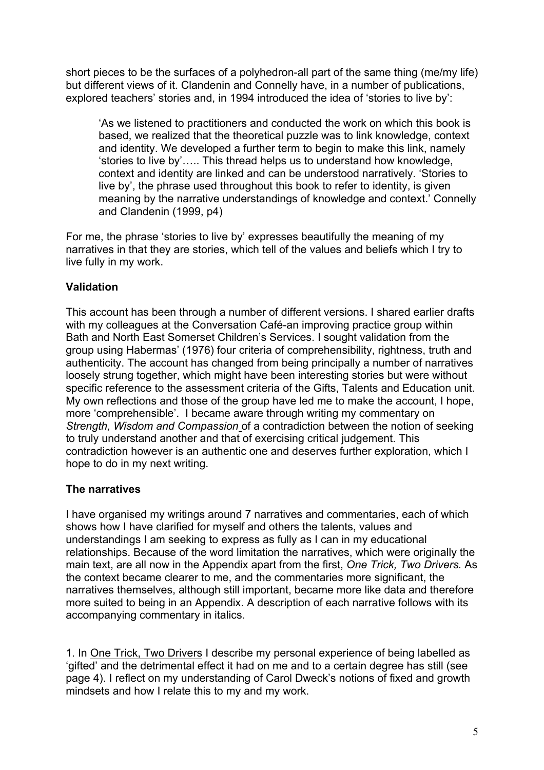short pieces to be the surfaces of a polyhedron-all part of the same thing (me/my life) but different views of it. Clandenin and Connelly have, in a number of publications, explored teachers' stories and, in 1994 introduced the idea of 'stories to live by':

> 'As we listened to practitioners and conducted the work on which this book is based, we realized that the theoretical puzzle was to link knowledge, context and identity. We developed a further term to begin to make this link, namely 'stories to live by'….. This thread helps us to understand how knowledge, context and identity are linked and can be understood narratively. 'Stories to live by', the phrase used throughout this book to refer to identity, is given meaning by the narrative understandings of knowledge and context.' Connelly and Clandenin (1999, p4)

For me, the phrase 'stories to live by' expresses beautifully the meaning of my narratives in that they are stories, which tell of the values and beliefs which I try to live fully in my work.

**Validation**

This account has been through a number of different versions. I shared earlier drafts with my colleagues at the Conversation Café-an improving practice group within Bath and North East Somerset Children's Services. I sought validation from the group using Habermas' (1976) four criteria of comprehensibility, rightness, truth and authenticity. The account has changed from being principally a number of narratives loosely strung together, which might have been interesting stories but were without specific reference to the assessment criteria of the Gifts, Talents and Education unit. My own reflections and those of the group have led me to make the account, I hope, more 'comprehensible'. I became aware through writing my commentary on *Strength, Wisdom and Compassion* of a contradiction between the notion of seeking to truly understand another and that of exercising critical judgement. This contradiction however is an authentic one and deserves further exploration, which I hope to do in my next writing.

**The narratives**

I have organised my writings around 7 narratives and commentaries, each of which shows how I have clarified for myself and others the talents, values and understandings I am seeking to express as fully as I can in my educational relationships. Because of the word limitation the narratives, which were originally the main text, are all now in the Appendix apart from the first, *One Trick, Two Drivers.* As the context became clearer to me, and the commentaries more significant, the narratives themselves, although still important, became more like data and therefore more suited to being in an Appendix. A description of each narrative follows with its accompanying commentary in italics.

1. In One Trick, Two Drivers I describe my personal experience of being labelled as 'gifted' and the detrimental effect it had on me and to a certain degree has still (see page 4). I reflect on my understanding of Carol Dweck's notions of fixed and growth mindsets and how I relate this to my and my work.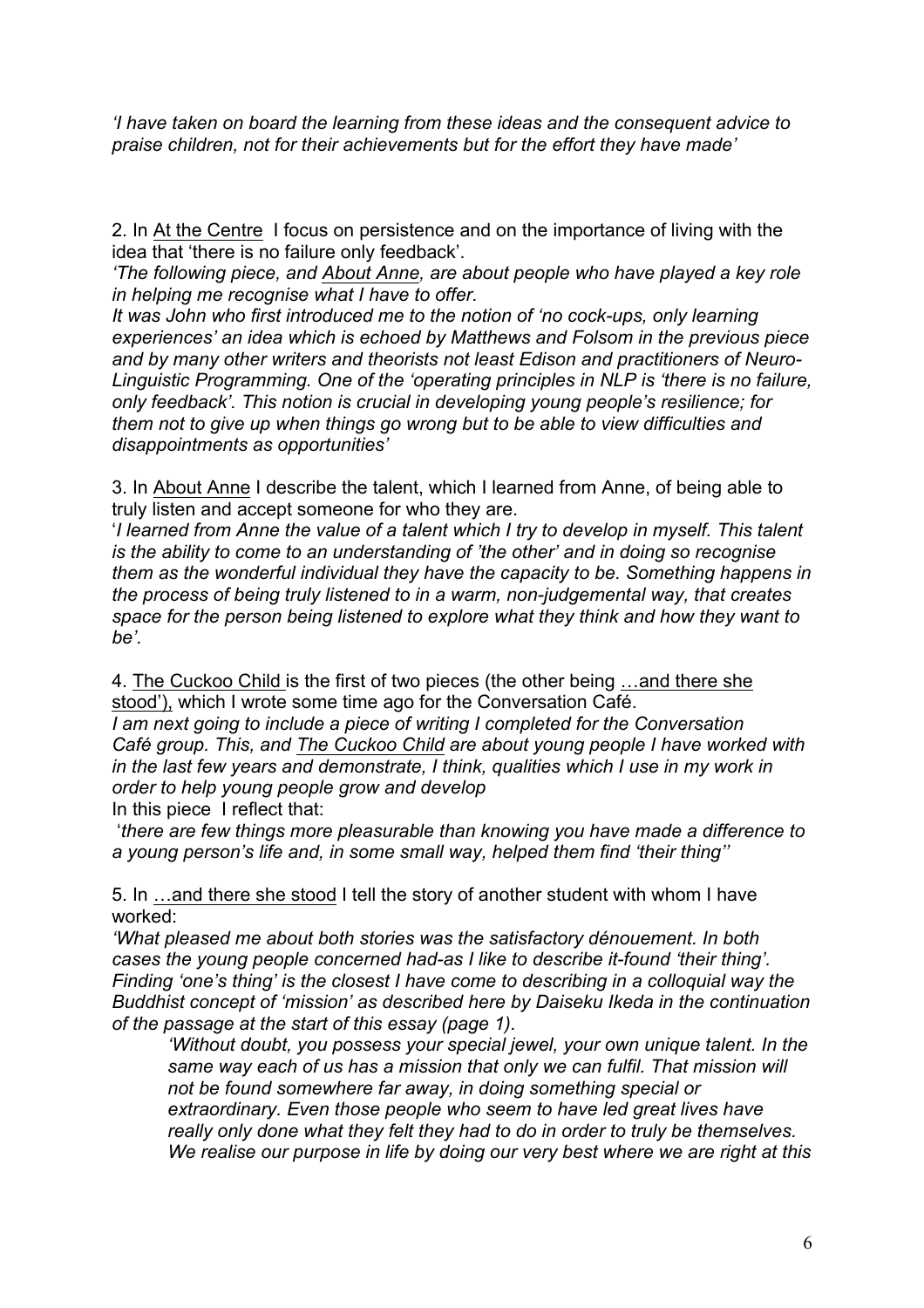*'I have taken on board the learning from these ideas and the consequent advice to praise children, not for their achievements but for the effort they have made'*

2. In <u>At the Centre</u> I focus on persistence and on the importance of living with the idea that 'there is no failure only feedback'.

*'The following piece, and <u>About Anne</u>, are about people who have played a key role in helping me recognise what I have to offer.*
*It was John who first introduced me to the notion of 'no cock-ups, only learning experiences' an idea which is echoed by Matthews and Folsom in the previous piece and by many other writers and theorists not least Edison and practitioners of Neuro-Linguistic Programming. One of the 'operating principles in NLP is 'there is no failure, only feedback'. This notion is crucial in developing young people's resilience; for them not to give up when things go wrong but to be able to view difficulties and disappointments as opportunities'*

3. In <u>About Anne</u> I describe the talent, which I learned from Anne, of being able to truly listen and accept someone for who they are.

'*I learned from Anne the value of a talent which I try to develop in myself. This talent is the ability to come to an understanding of 'the other' and in doing so recognise them as the wonderful individual they have the capacity to be. Something happens in the process of being truly listened to in a warm, non-judgemental way, that creates space for the person being listened to explore what they think and how they want to be'.*

4. <u>The Cuckoo Child</u> is the first of two pieces (the other being <u>…and there she stood'),</u> which I wrote some time ago for the Conversation Café.

*I am next going to include a piece of writing I completed for the Conversation Café group. This, and <u>The Cuckoo Child</u> are about young people I have worked with in the last few years and demonstrate, I think, qualities which I use in my work in order to help young people grow and develop*

In this piece I reflect that:

'*there are few things more pleasurable than knowing you have made a difference to a young person's life and, in some small way, helped them find 'their thing''*

5. In <u>…and there she stood</u> I tell the story of another student with whom I have worked:

*'What pleased me about both stories was the satisfactory dénouement. In both cases the young people concerned had-as I like to describe it-found 'their thing'. Finding 'one's thing' is the closest I have come to describing in a colloquial way the Buddhist concept of 'mission' as described here by Daiseku Ikeda in the continuation of the passage at the start of this essay (page 1).*

> *'Without doubt, you possess your special jewel, your own unique talent. In the same way each of us has a mission that only we can fulfil. That mission will not be found somewhere far away, in doing something special or extraordinary. Even those people who seem to have led great lives have really only done what they felt they had to do in order to truly be themselves. We realise our purpose in life by doing our very best where we are right at this*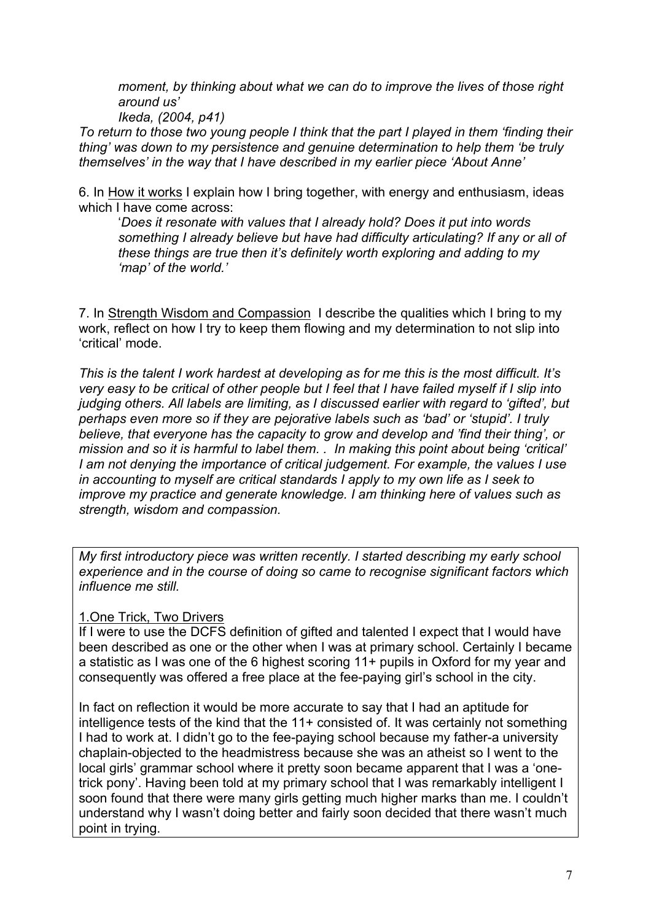> *moment, by thinking about what we can do to improve the lives of those right around us'*
> *Ikeda, (2004, p41)*

*To return to those two young people I think that the part I played in them 'finding their thing' was down to my persistence and genuine determination to help them 'be truly themselves' in the way that I have described in my earlier piece 'About Anne'*

6. In <u>How it works</u> I explain how I bring together, with energy and enthusiasm, ideas which I have come across:

> '*Does it resonate with values that I already hold? Does it put into words something I already believe but have had difficulty articulating? If any or all of these things are true then it's definitely worth exploring and adding to my 'map' of the world.'*

7. In <u>Strength Wisdom and Compassion</u> I describe the qualities which I bring to my work, reflect on how I try to keep them flowing and my determination to not slip into 'critical' mode.

*This is the talent I work hardest at developing as for me this is the most difficult. It's very easy to be critical of other people but I feel that I have failed myself if I slip into judging others. All labels are limiting, as I discussed earlier with regard to 'gifted', but perhaps even more so if they are pejorative labels such as 'bad' or 'stupid'. I truly believe, that everyone has the capacity to grow and develop and 'find their thing', or mission and so it is harmful to label them. . In making this point about being 'critical' I am not denying the importance of critical judgement. For example, the values I use in accounting to myself are critical standards I apply to my own life as I seek to improve my practice and generate knowledge. I am thinking here of values such as strength, wisdom and compassion.*

---

*My first introductory piece was written recently. I started describing my early school experience and in the course of doing so came to recognise significant factors which influence me still.*

<u>1.One Trick, Two Drivers</u>

If I were to use the DCFS definition of gifted and talented I expect that I would have been described as one or the other when I was at primary school. Certainly I became a statistic as I was one of the 6 highest scoring 11+ pupils in Oxford for my year and consequently was offered a free place at the fee-paying girl's school in the city.

In fact on reflection it would be more accurate to say that I had an aptitude for intelligence tests of the kind that the 11+ consisted of. It was certainly not something I had to work at. I didn't go to the fee-paying school because my father-a university chaplain-objected to the headmistress because she was an atheist so I went to the local girls' grammar school where it pretty soon became apparent that I was a 'one-trick pony'. Having been told at my primary school that I was remarkably intelligent I soon found that there were many girls getting much higher marks than me. I couldn't understand why I wasn't doing better and fairly soon decided that there wasn't much point in trying.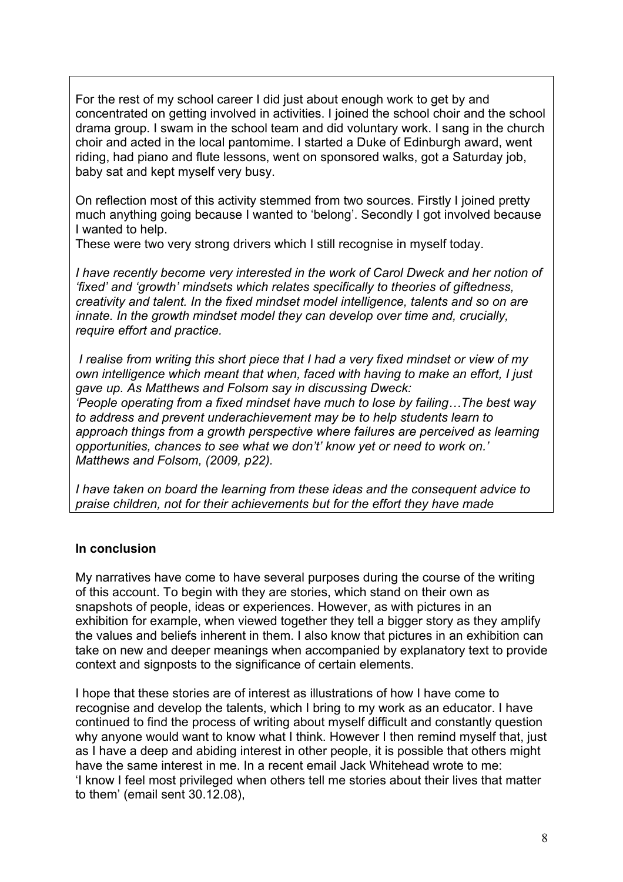For the rest of my school career I did just about enough work to get by and concentrated on getting involved in activities. I joined the school choir and the school drama group. I swam in the school team and did voluntary work. I sang in the church choir and acted in the local pantomime. I started a Duke of Edinburgh award, went riding, had piano and flute lessons, went on sponsored walks, got a Saturday job, baby sat and kept myself very busy.

On reflection most of this activity stemmed from two sources. Firstly I joined pretty much anything going because I wanted to 'belong'. Secondly I got involved because I wanted to help.
These were two very strong drivers which I still recognise in myself today.

*I have recently become very interested in the work of Carol Dweck and her notion of 'fixed' and 'growth' mindsets which relates specifically to theories of giftedness, creativity and talent. In the fixed mindset model intelligence, talents and so on are innate. In the growth mindset model they can develop over time and, crucially, require effort and practice.*

*I realise from writing this short piece that I had a very fixed mindset or view of my own intelligence which meant that when, faced with having to make an effort, I just gave up. As Matthews and Folsom say in discussing Dweck:*
*'People operating from a fixed mindset have much to lose by failing…The best way to address and prevent underachievement may be to help students learn to approach things from a growth perspective where failures are perceived as learning opportunities, chances to see what we don't' know yet or need to work on.' Matthews and Folsom, (2009, p22).*

*I have taken on board the learning from these ideas and the consequent advice to praise children, not for their achievements but for the effort they have made*

**In conclusion**

My narratives have come to have several purposes during the course of the writing of this account. To begin with they are stories, which stand on their own as snapshots of people, ideas or experiences. However, as with pictures in an exhibition for example, when viewed together they tell a bigger story as they amplify the values and beliefs inherent in them. I also know that pictures in an exhibition can take on new and deeper meanings when accompanied by explanatory text to provide context and signposts to the significance of certain elements.

I hope that these stories are of interest as illustrations of how I have come to recognise and develop the talents, which I bring to my work as an educator. I have continued to find the process of writing about myself difficult and constantly question why anyone would want to know what I think. However I then remind myself that, just as I have a deep and abiding interest in other people, it is possible that others might have the same interest in me. In a recent email Jack Whitehead wrote to me:
'I know I feel most privileged when others tell me stories about their lives that matter to them' (email sent 30.12.08),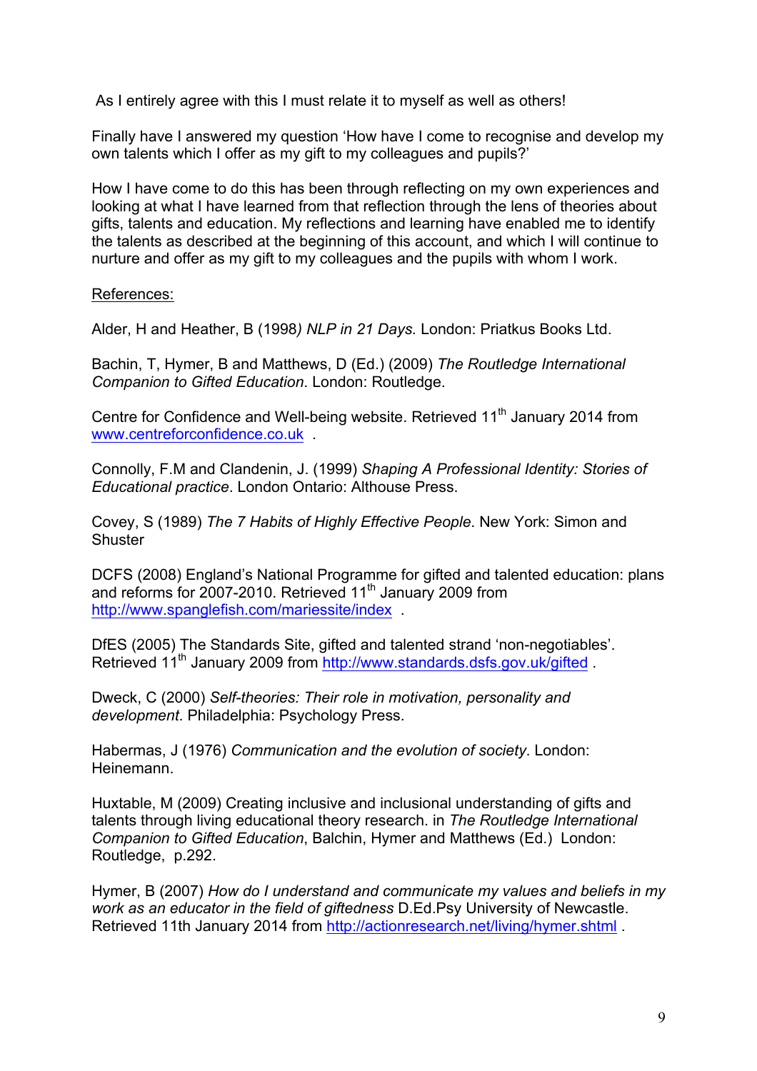As I entirely agree with this I must relate it to myself as well as others!

Finally have I answered my question 'How have I come to recognise and develop my own talents which I offer as my gift to my colleagues and pupils?'

How I have come to do this has been through reflecting on my own experiences and looking at what I have learned from that reflection through the lens of theories about gifts, talents and education. My reflections and learning have enabled me to identify the talents as described at the beginning of this account, and which I will continue to nurture and offer as my gift to my colleagues and the pupils with whom I work.

References:

Alder, H and Heather, B (1998*) NLP in 21 Days.* London: Priatkus Books Ltd.

Bachin, T, Hymer, B and Matthews, D (Ed.) (2009) *The Routledge International Companion to Gifted Education*. London: Routledge.

Centre for Confidence and Well-being website. Retrieved 11th January 2014 from www.centreforconfidence.co.uk .

Connolly, F.M and Clandenin, J. (1999) *Shaping A Professional Identity: Stories of Educational practice*. London Ontario: Althouse Press.

Covey, S (1989) *The 7 Habits of Highly Effective People*. New York: Simon and Shuster

DCFS (2008) England's National Programme for gifted and talented education: plans and reforms for 2007-2010. Retrieved 11th January 2009 from http://www.spanglefish.com/mariessite/index .

DfES (2005) The Standards Site, gifted and talented strand 'non-negotiables'. Retrieved 11th January 2009 from http://www.standards.dsfs.gov.uk/gifted .

Dweck, C (2000) *Self-theories: Their role in motivation, personality and development*. Philadelphia: Psychology Press.

Habermas, J (1976) *Communication and the evolution of society*. London: Heinemann.

Huxtable, M (2009) Creating inclusive and inclusional understanding of gifts and talents through living educational theory research. in *The Routledge International Companion to Gifted Education*, Balchin, Hymer and Matthews (Ed.) London: Routledge, p.292.

Hymer, B (2007) *How do I understand and communicate my values and beliefs in my work as an educator in the field of giftedness* D.Ed.Psy University of Newcastle. Retrieved 11th January 2014 from http://actionresearch.net/living/hymer.shtml .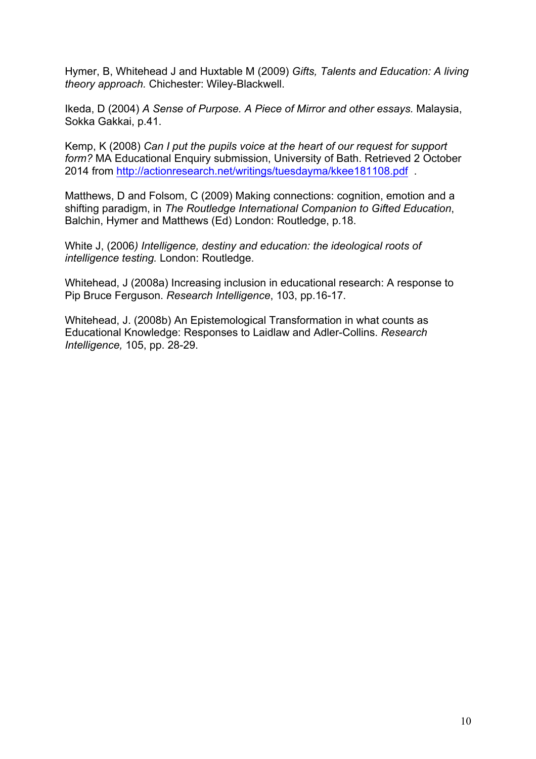Hymer, B, Whitehead J and Huxtable M (2009) *Gifts, Talents and Education: A living theory approach.* Chichester: Wiley-Blackwell.

Ikeda, D (2004) *A Sense of Purpose. A Piece of Mirror and other essays.* Malaysia, Sokka Gakkai, p.41.

Kemp, K (2008) *Can I put the pupils voice at the heart of our request for support form?* MA Educational Enquiry submission, University of Bath. Retrieved 2 October 2014 from http://actionresearch.net/writings/tuesdayma/kkee181108.pdf .

Matthews, D and Folsom, C (2009) Making connections: cognition, emotion and a shifting paradigm, in *The Routledge International Companion to Gifted Education*, Balchin, Hymer and Matthews (Ed) London: Routledge, p.18.

White J, (2006*) Intelligence, destiny and education: the ideological roots of intelligence testing.* London: Routledge.

Whitehead, J (2008a) Increasing inclusion in educational research: A response to Pip Bruce Ferguson. *Research Intelligence*, 103, pp.16-17.

Whitehead, J. (2008b) An Epistemological Transformation in what counts as Educational Knowledge: Responses to Laidlaw and Adler-Collins. *Research Intelligence,* 105, pp. 28-29.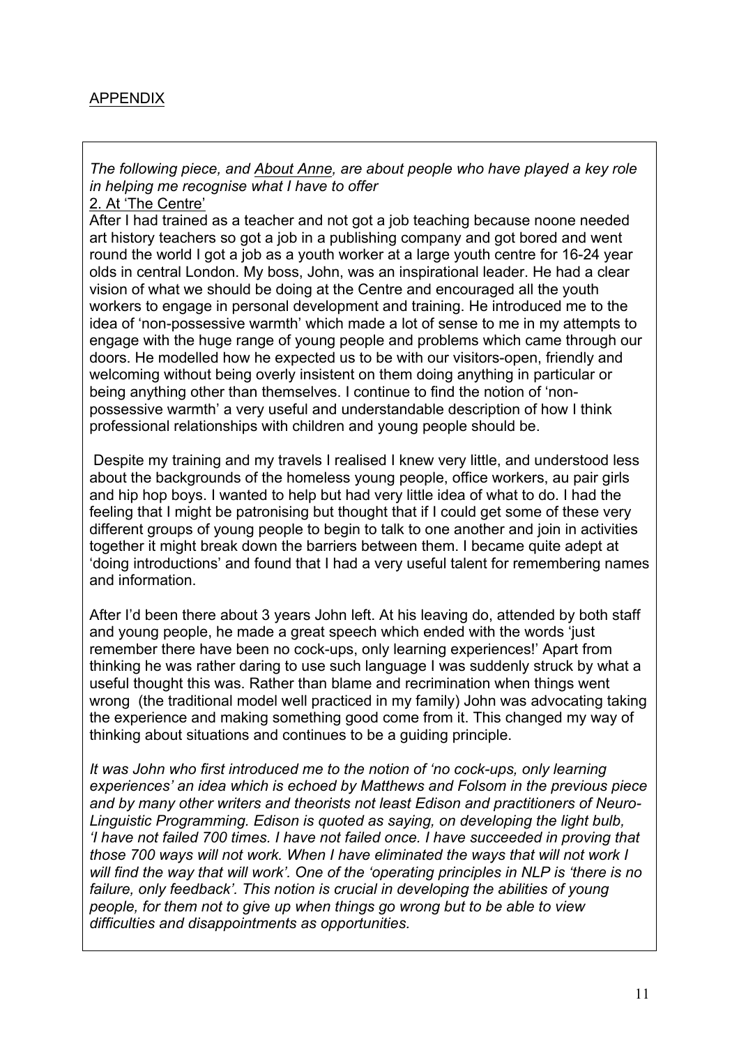APPENDIX

*The following piece, and* *<u>About Anne</u>*, *are about people who have played a key role in helping me recognise what I have to offer*

<u>2. At 'The Centre'</u>

After I had trained as a teacher and not got a job teaching because noone needed art history teachers so got a job in a publishing company and got bored and went round the world I got a job as a youth worker at a large youth centre for 16-24 year olds in central London. My boss, John, was an inspirational leader. He had a clear vision of what we should be doing at the Centre and encouraged all the youth workers to engage in personal development and training. He introduced me to the idea of 'non-possessive warmth' which made a lot of sense to me in my attempts to engage with the huge range of young people and problems which came through our doors. He modelled how he expected us to be with our visitors-open, friendly and welcoming without being overly insistent on them doing anything in particular or being anything other than themselves. I continue to find the notion of 'non-possessive warmth' a very useful and understandable description of how I think professional relationships with children and young people should be.

Despite my training and my travels I realised I knew very little, and understood less about the backgrounds of the homeless young people, office workers, au pair girls and hip hop boys. I wanted to help but had very little idea of what to do. I had the feeling that I might be patronising but thought that if I could get some of these very different groups of young people to begin to talk to one another and join in activities together it might break down the barriers between them. I became quite adept at 'doing introductions' and found that I had a very useful talent for remembering names and information.

After I'd been there about 3 years John left. At his leaving do, attended by both staff and young people, he made a great speech which ended with the words 'just remember there have been no cock-ups, only learning experiences!' Apart from thinking he was rather daring to use such language I was suddenly struck by what a useful thought this was. Rather than blame and recrimination when things went wrong (the traditional model well practiced in my family) John was advocating taking the experience and making something good come from it. This changed my way of thinking about situations and continues to be a guiding principle.

*It was John who first introduced me to the notion of 'no cock-ups, only learning experiences' an idea which is echoed by Matthews and Folsom in the previous piece and by many other writers and theorists not least Edison and practitioners of Neuro-Linguistic Programming. Edison is quoted as saying, on developing the light bulb, 'I have not failed 700 times. I have not failed once. I have succeeded in proving that those 700 ways will not work. When I have eliminated the ways that will not work I will find the way that will work'. One of the 'operating principles in NLP is 'there is no failure, only feedback'. This notion is crucial in developing the abilities of young people, for them not to give up when things go wrong but to be able to view difficulties and disappointments as opportunities.*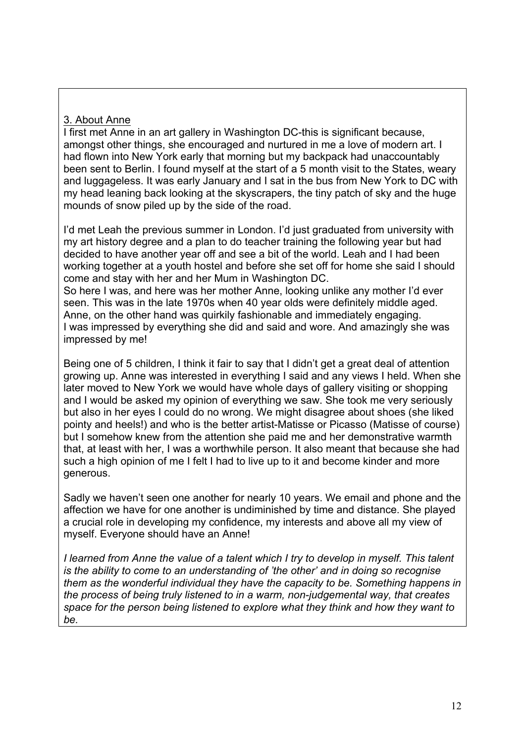<u>3. About Anne</u>

I first met Anne in an art gallery in Washington DC-this is significant because, amongst other things, she encouraged and nurtured in me a love of modern art. I had flown into New York early that morning but my backpack had unaccountably been sent to Berlin. I found myself at the start of a 5 month visit to the States, weary and luggageless. It was early January and I sat in the bus from New York to DC with my head leaning back looking at the skyscrapers, the tiny patch of sky and the huge mounds of snow piled up by the side of the road.

I'd met Leah the previous summer in London. I'd just graduated from university with my art history degree and a plan to do teacher training the following year but had decided to have another year off and see a bit of the world. Leah and I had been working together at a youth hostel and before she set off for home she said I should come and stay with her and her Mum in Washington DC.
So here I was, and here was her mother Anne, looking unlike any mother I'd ever seen. This was in the late 1970s when 40 year olds were definitely middle aged. Anne, on the other hand was quirkily fashionable and immediately engaging.
I was impressed by everything she did and said and wore. And amazingly she was impressed by me!

Being one of 5 children, I think it fair to say that I didn't get a great deal of attention growing up. Anne was interested in everything I said and any views I held. When she later moved to New York we would have whole days of gallery visiting or shopping and I would be asked my opinion of everything we saw. She took me very seriously but also in her eyes I could do no wrong. We might disagree about shoes (she liked pointy and heels!) and who is the better artist-Matisse or Picasso (Matisse of course) but I somehow knew from the attention she paid me and her demonstrative warmth that, at least with her, I was a worthwhile person. It also meant that because she had such a high opinion of me I felt I had to live up to it and become kinder and more generous.

Sadly we haven't seen one another for nearly 10 years. We email and phone and the affection we have for one another is undiminished by time and distance. She played a crucial role in developing my confidence, my interests and above all my view of myself. Everyone should have an Anne!

*I learned from Anne the value of a talent which I try to develop in myself. This talent is the ability to come to an understanding of 'the other' and in doing so recognise them as the wonderful individual they have the capacity to be. Something happens in the process of being truly listened to in a warm, non-judgemental way, that creates space for the person being listened to explore what they think and how they want to be.*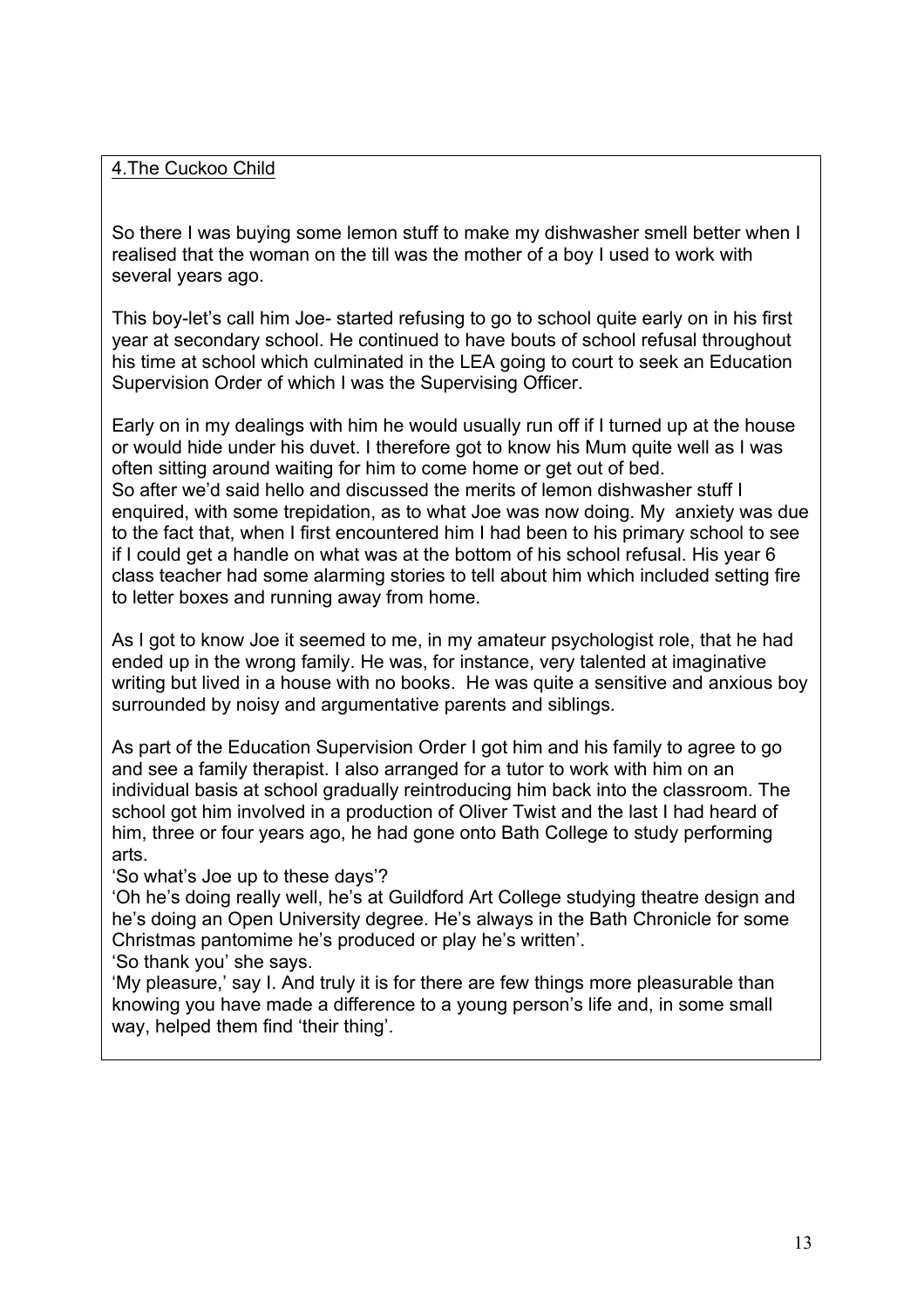## 4.The Cuckoo Child

So there I was buying some lemon stuff to make my dishwasher smell better when I realised that the woman on the till was the mother of a boy I used to work with several years ago.

This boy-let's call him Joe- started refusing to go to school quite early on in his first year at secondary school. He continued to have bouts of school refusal throughout his time at school which culminated in the LEA going to court to seek an Education Supervision Order of which I was the Supervising Officer.

Early on in my dealings with him he would usually run off if I turned up at the house or would hide under his duvet. I therefore got to know his Mum quite well as I was often sitting around waiting for him to come home or get out of bed.
So after we'd said hello and discussed the merits of lemon dishwasher stuff I enquired, with some trepidation, as to what Joe was now doing. My anxiety was due to the fact that, when I first encountered him I had been to his primary school to see if I could get a handle on what was at the bottom of his school refusal. His year 6 class teacher had some alarming stories to tell about him which included setting fire to letter boxes and running away from home.

As I got to know Joe it seemed to me, in my amateur psychologist role, that he had ended up in the wrong family. He was, for instance, very talented at imaginative writing but lived in a house with no books. He was quite a sensitive and anxious boy surrounded by noisy and argumentative parents and siblings.

As part of the Education Supervision Order I got him and his family to agree to go and see a family therapist. I also arranged for a tutor to work with him on an individual basis at school gradually reintroducing him back into the classroom. The school got him involved in a production of Oliver Twist and the last I had heard of him, three or four years ago, he had gone onto Bath College to study performing arts.
'So what's Joe up to these days'?
'Oh he's doing really well, he's at Guildford Art College studying theatre design and he's doing an Open University degree. He's always in the Bath Chronicle for some Christmas pantomime he's produced or play he's written'.
'So thank you' she says.
'My pleasure,' say I. And truly it is for there are few things more pleasurable than knowing you have made a difference to a young person's life and, in some small way, helped them find 'their thing'.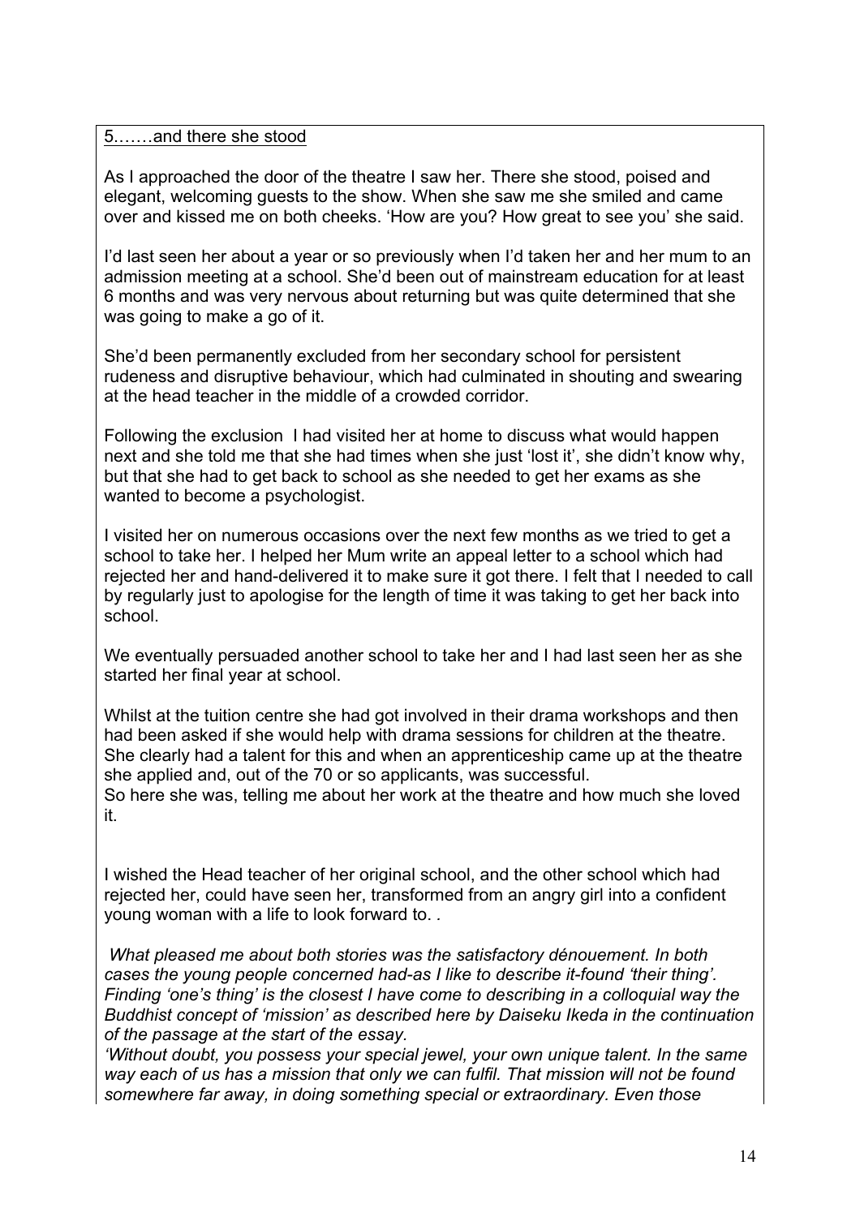5.……and there she stood

As I approached the door of the theatre I saw her. There she stood, poised and elegant, welcoming guests to the show. When she saw me she smiled and came over and kissed me on both cheeks. 'How are you? How great to see you' she said.

I'd last seen her about a year or so previously when I'd taken her and her mum to an admission meeting at a school. She'd been out of mainstream education for at least 6 months and was very nervous about returning but was quite determined that she was going to make a go of it.

She'd been permanently excluded from her secondary school for persistent rudeness and disruptive behaviour, which had culminated in shouting and swearing at the head teacher in the middle of a crowded corridor.

Following the exclusion I had visited her at home to discuss what would happen next and she told me that she had times when she just 'lost it', she didn't know why, but that she had to get back to school as she needed to get her exams as she wanted to become a psychologist.

I visited her on numerous occasions over the next few months as we tried to get a school to take her. I helped her Mum write an appeal letter to a school which had rejected her and hand-delivered it to make sure it got there. I felt that I needed to call by regularly just to apologise for the length of time it was taking to get her back into school.

We eventually persuaded another school to take her and I had last seen her as she started her final year at school.

Whilst at the tuition centre she had got involved in their drama workshops and then had been asked if she would help with drama sessions for children at the theatre. She clearly had a talent for this and when an apprenticeship came up at the theatre she applied and, out of the 70 or so applicants, was successful.
So here she was, telling me about her work at the theatre and how much she loved it.

I wished the Head teacher of her original school, and the other school which had rejected her, could have seen her, transformed from an angry girl into a confident young woman with a life to look forward to. .

*What pleased me about both stories was the satisfactory dénouement. In both cases the young people concerned had-as I like to describe it-found 'their thing'. Finding 'one's thing' is the closest I have come to describing in a colloquial way the Buddhist concept of 'mission' as described here by Daiseku Ikeda in the continuation of the passage at the start of the essay.*
*'Without doubt, you possess your special jewel, your own unique talent. In the same way each of us has a mission that only we can fulfil. That mission will not be found somewhere far away, in doing something special or extraordinary. Even those*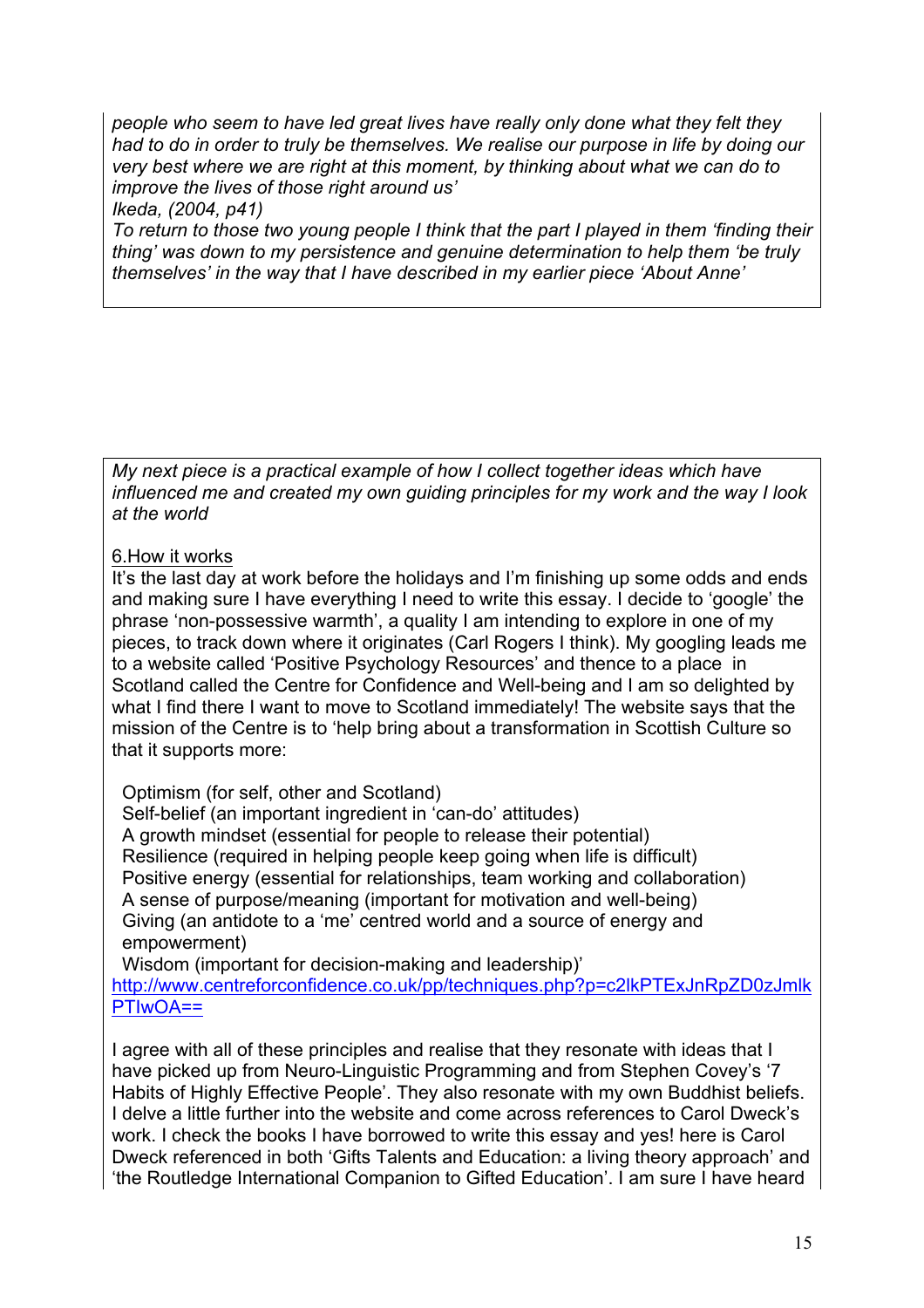*people who seem to have led great lives have really only done what they felt they had to do in order to truly be themselves. We realise our purpose in life by doing our very best where we are right at this moment, by thinking about what we can do to improve the lives of those right around us'*
*Ikeda, (2004, p41)*
*To return to those two young people I think that the part I played in them 'finding their thing' was down to my persistence and genuine determination to help them 'be truly themselves' in the way that I have described in my earlier piece 'About Anne'*

*My next piece is a practical example of how I collect together ideas which have influenced me and created my own guiding principles for my work and the way I look at the world*

6.How it works

It's the last day at work before the holidays and I'm finishing up some odds and ends and making sure I have everything I need to write this essay. I decide to 'google' the phrase 'non-possessive warmth', a quality I am intending to explore in one of my pieces, to track down where it originates (Carl Rogers I think). My googling leads me to a website called 'Positive Psychology Resources' and thence to a place in Scotland called the Centre for Confidence and Well-being and I am so delighted by what I find there I want to move to Scotland immediately! The website says that the mission of the Centre is to 'help bring about a transformation in Scottish Culture so that it supports more:

Optimism (for self, other and Scotland)
Self-belief (an important ingredient in 'can-do' attitudes)
A growth mindset (essential for people to release their potential)
Resilience (required in helping people keep going when life is difficult)
Positive energy (essential for relationships, team working and collaboration)
A sense of purpose/meaning (important for motivation and well-being)
Giving (an antidote to a 'me' centred world and a source of energy and empowerment)
Wisdom (important for decision-making and leadership)'
http://www.centreforconfidence.co.uk/pp/techniques.php?p=c2lkPTExJnRpZD0zJmlkPTIwOA==

I agree with all of these principles and realise that they resonate with ideas that I have picked up from Neuro-Linguistic Programming and from Stephen Covey's '7 Habits of Highly Effective People'. They also resonate with my own Buddhist beliefs. I delve a little further into the website and come across references to Carol Dweck's work. I check the books I have borrowed to write this essay and yes! here is Carol Dweck referenced in both 'Gifts Talents and Education: a living theory approach' and 'the Routledge International Companion to Gifted Education'. I am sure I have heard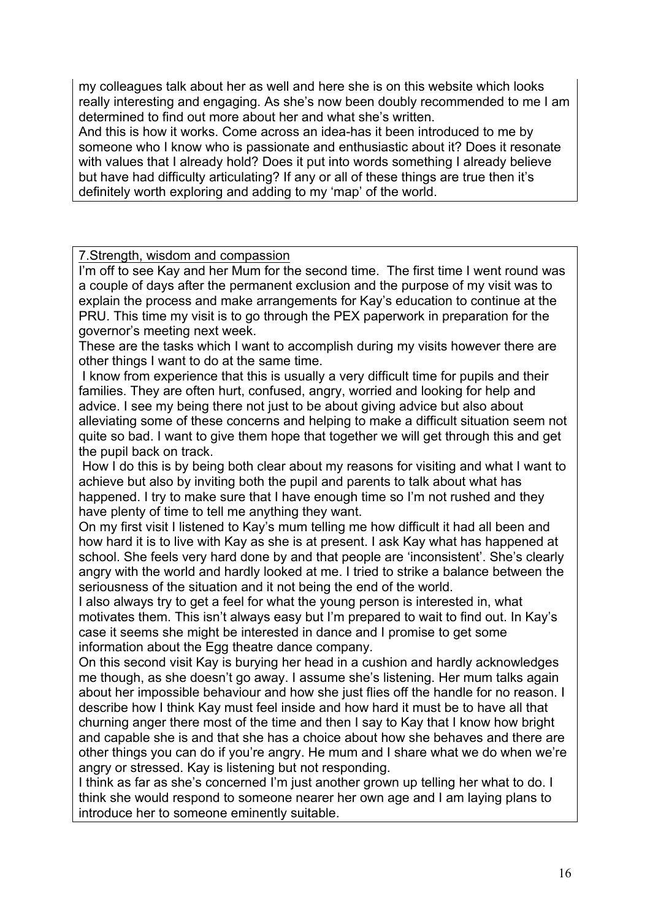my colleagues talk about her as well and here she is on this website which looks really interesting and engaging. As she's now been doubly recommended to me I am determined to find out more about her and what she's written.
And this is how it works. Come across an idea-has it been introduced to me by someone who I know who is passionate and enthusiastic about it? Does it resonate with values that I already hold? Does it put into words something I already believe but have had difficulty articulating? If any or all of these things are true then it's definitely worth exploring and adding to my 'map' of the world.

7.Strength, wisdom and compassion

I'm off to see Kay and her Mum for the second time. The first time I went round was a couple of days after the permanent exclusion and the purpose of my visit was to explain the process and make arrangements for Kay's education to continue at the PRU. This time my visit is to go through the PEX paperwork in preparation for the governor's meeting next week.
These are the tasks which I want to accomplish during my visits however there are other things I want to do at the same time.
I know from experience that this is usually a very difficult time for pupils and their families. They are often hurt, confused, angry, worried and looking for help and advice. I see my being there not just to be about giving advice but also about alleviating some of these concerns and helping to make a difficult situation seem not quite so bad. I want to give them hope that together we will get through this and get the pupil back on track.
How I do this is by being both clear about my reasons for visiting and what I want to achieve but also by inviting both the pupil and parents to talk about what has happened. I try to make sure that I have enough time so I'm not rushed and they have plenty of time to tell me anything they want.
On my first visit I listened to Kay's mum telling me how difficult it had all been and how hard it is to live with Kay as she is at present. I ask Kay what has happened at school. She feels very hard done by and that people are 'inconsistent'. She's clearly angry with the world and hardly looked at me. I tried to strike a balance between the seriousness of the situation and it not being the end of the world.
I also always try to get a feel for what the young person is interested in, what motivates them. This isn't always easy but I'm prepared to wait to find out. In Kay's case it seems she might be interested in dance and I promise to get some information about the Egg theatre dance company.
On this second visit Kay is burying her head in a cushion and hardly acknowledges me though, as she doesn't go away. I assume she's listening. Her mum talks again about her impossible behaviour and how she just flies off the handle for no reason. I describe how I think Kay must feel inside and how hard it must be to have all that churning anger there most of the time and then I say to Kay that I know how bright and capable she is and that she has a choice about how she behaves and there are other things you can do if you're angry. He mum and I share what we do when we're angry or stressed. Kay is listening but not responding.
I think as far as she's concerned I'm just another grown up telling her what to do. I think she would respond to someone nearer her own age and I am laying plans to introduce her to someone eminently suitable.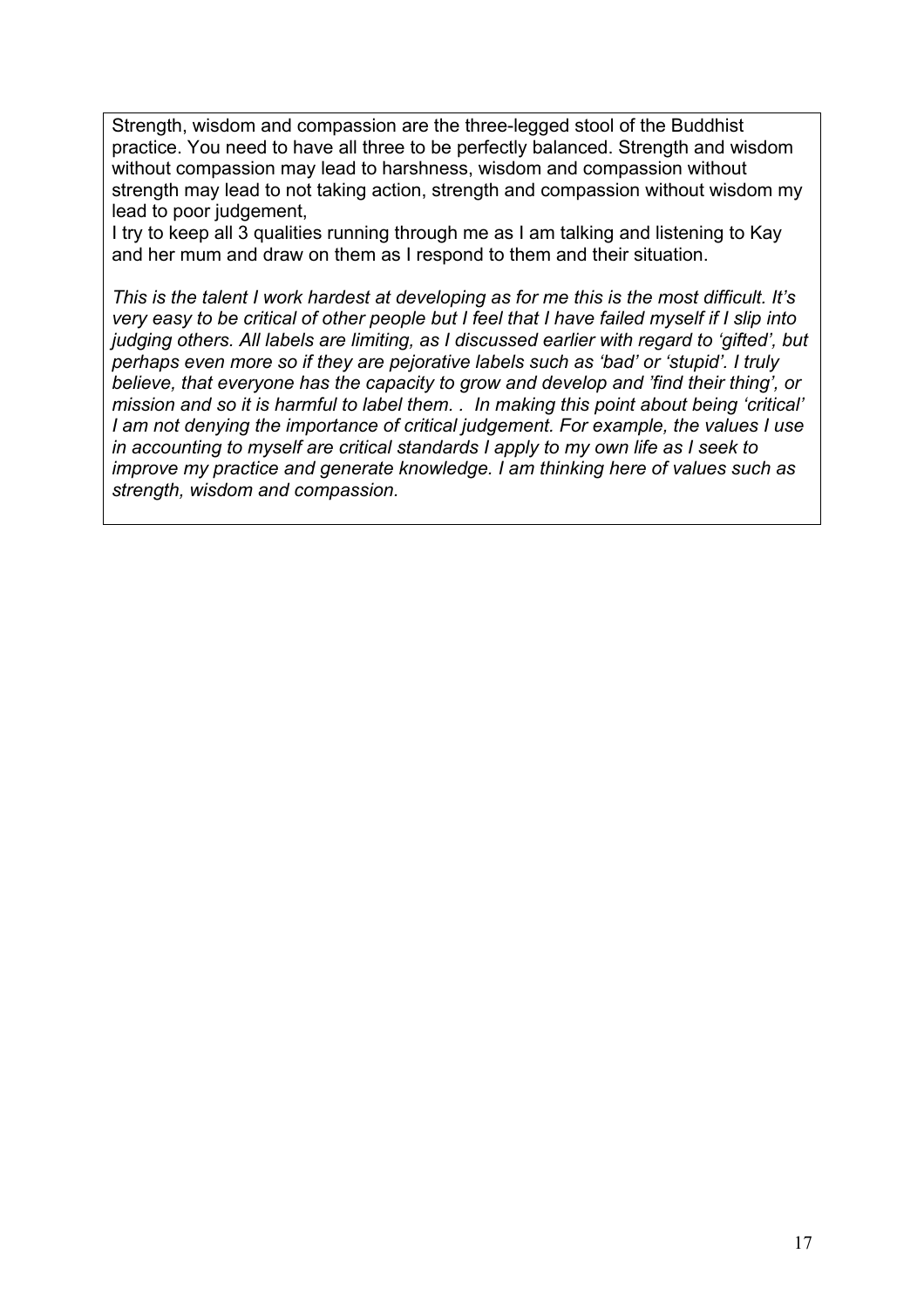Strength, wisdom and compassion are the three-legged stool of the Buddhist practice. You need to have all three to be perfectly balanced. Strength and wisdom without compassion may lead to harshness, wisdom and compassion without strength may lead to not taking action, strength and compassion without wisdom my lead to poor judgement,

I try to keep all 3 qualities running through me as I am talking and listening to Kay and her mum and draw on them as I respond to them and their situation.

*This is the talent I work hardest at developing as for me this is the most difficult. It's very easy to be critical of other people but I feel that I have failed myself if I slip into judging others. All labels are limiting, as I discussed earlier with regard to 'gifted', but perhaps even more so if they are pejorative labels such as 'bad' or 'stupid'. I truly believe, that everyone has the capacity to grow and develop and 'find their thing', or mission and so it is harmful to label them. . In making this point about being 'critical' I am not denying the importance of critical judgement. For example, the values I use in accounting to myself are critical standards I apply to my own life as I seek to improve my practice and generate knowledge. I am thinking here of values such as strength, wisdom and compassion.*